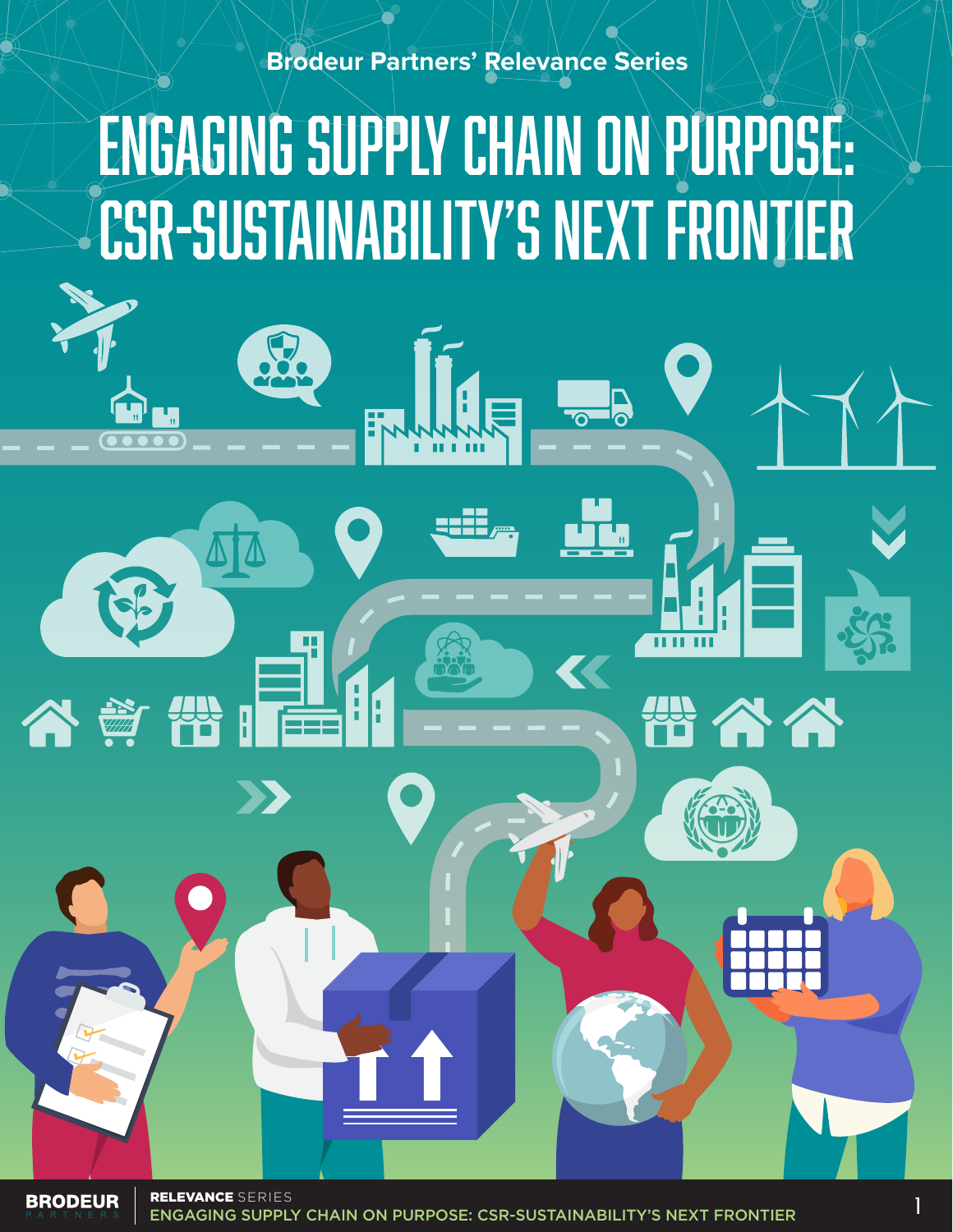Brodeur Partners' Relevance Series

# ENGAGING SUPPLY CHAIN ON PURPOSE: CSR-SUSTAINABILITY'S NEXT FRONTIER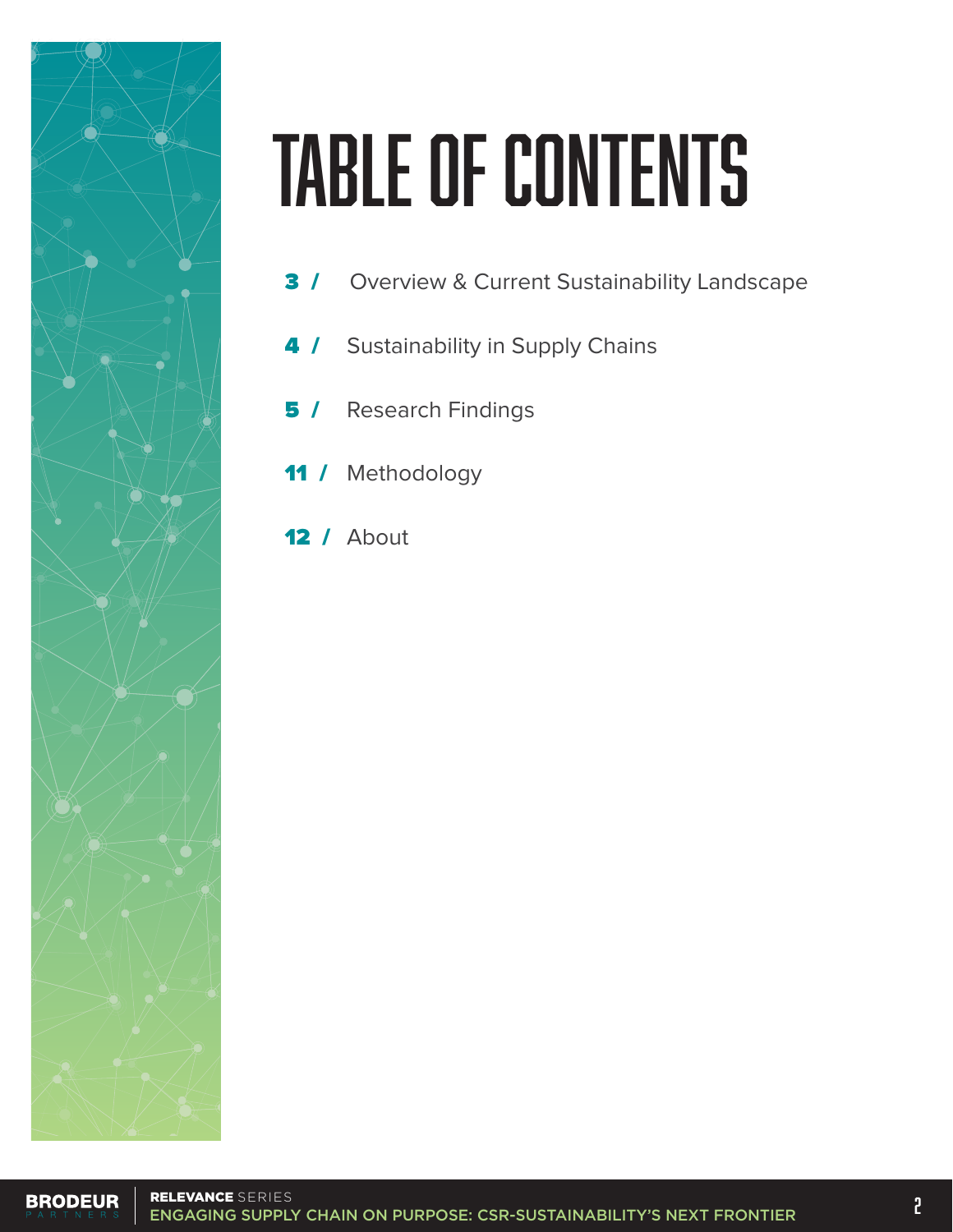# TABLE OF CONTENTS

**3 /** Overview & Current Sustainability Landscape

**4 /** Sustainability in Supply Chains

**5 /** Research Findings

**11 /** Methodology

**12 /** About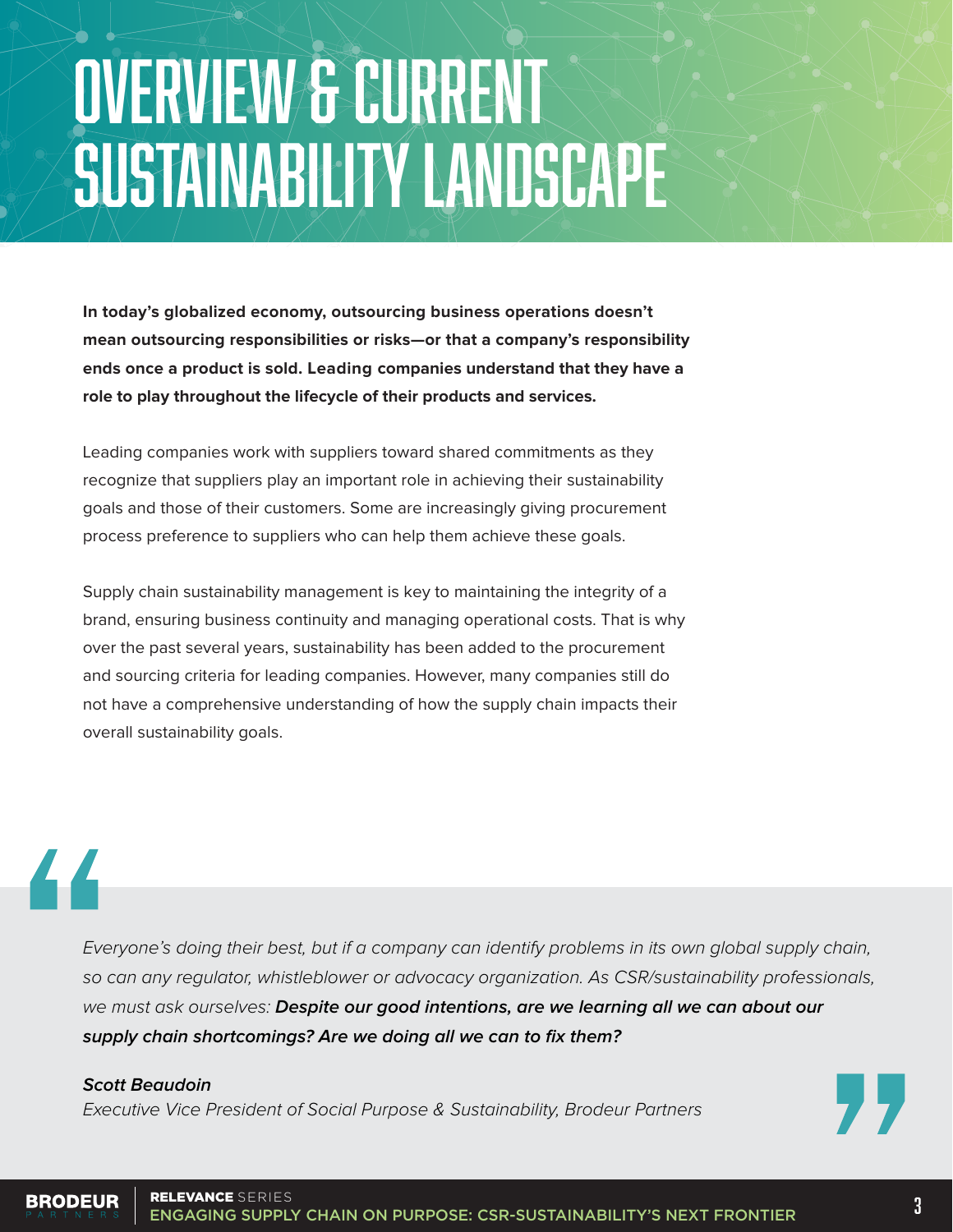# OVERVIEW & CURRENT SUSTAINABILITY LANDSCAPE

**In today's globalized economy, outsourcing business operations doesn't mean outsourcing responsibilities or risks—or that a company's responsibility ends once a product is sold. Leading companies understand that they have a role to play throughout the lifecycle of their products and services.**

Leading companies work with suppliers toward shared commitments as they recognize that suppliers play an important role in achieving their sustainability goals and those of their customers. Some are increasingly giving procurement process preference to suppliers who can help them achieve these goals.

Supply chain sustainability management is key to maintaining the integrity of a brand, ensuring business continuity and managing operational costs. That is why over the past several years, sustainability has been added to the procurement and sourcing criteria for leading companies. However, many companies still do not have a comprehensive understanding of how the supply chain impacts their overall sustainability goals.

> *Everyone's doing their best, but if a company can identify problems in its own global supply chain, so can any regulator, whistleblower or advocacy organization. As CSR/sustainability professionals, we must ask ourselves:* ***Despite our good intentions, are we learning all we can about our supply chain shortcomings? Are we doing all we can to fix them?***
>
> ***Scott Beaudoin***
> *Executive Vice President of Social Purpose & Sustainability, Brodeur Partners*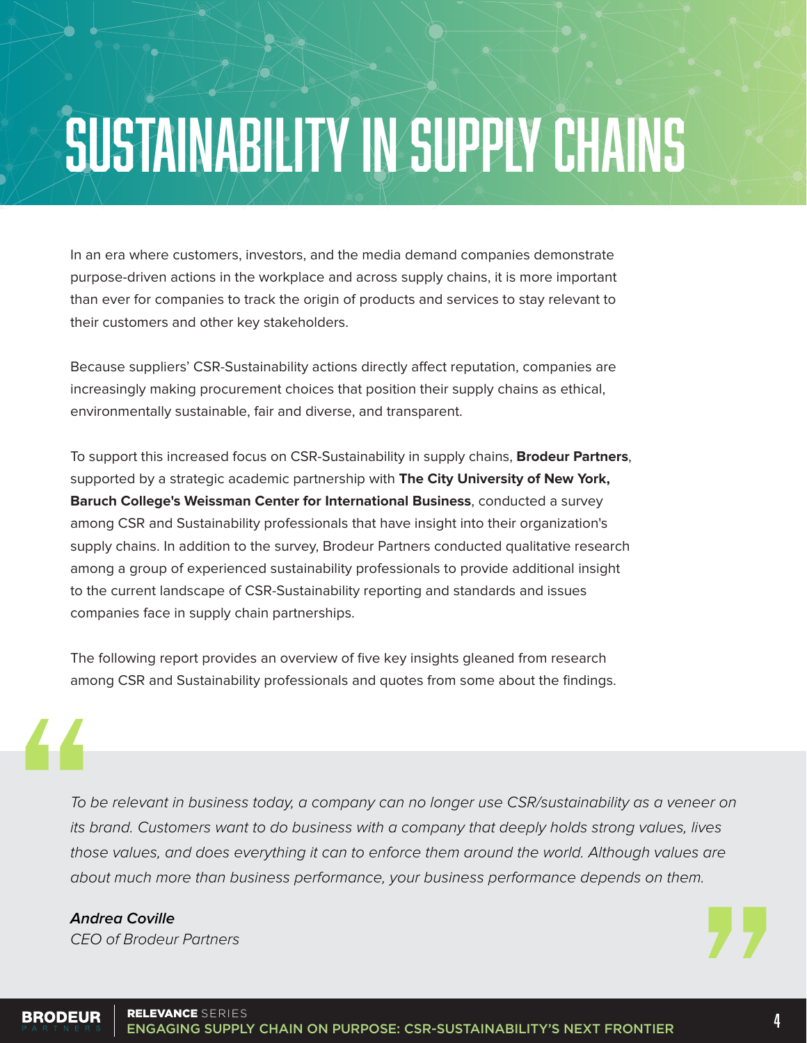# SUSTAINABILITY IN SUPPLY CHAINS

In an era where customers, investors, and the media demand companies demonstrate purpose-driven actions in the workplace and across supply chains, it is more important than ever for companies to track the origin of products and services to stay relevant to their customers and other key stakeholders.

Because suppliers' CSR-Sustainability actions directly affect reputation, companies are increasingly making procurement choices that position their supply chains as ethical, environmentally sustainable, fair and diverse, and transparent.

To support this increased focus on CSR-Sustainability in supply chains, **Brodeur Partners**, supported by a strategic academic partnership with **The City University of New York, Baruch College's Weissman Center for International Business**, conducted a survey among CSR and Sustainability professionals that have insight into their organization's supply chains. In addition to the survey, Brodeur Partners conducted qualitative research among a group of experienced sustainability professionals to provide additional insight to the current landscape of CSR-Sustainability reporting and standards and issues companies face in supply chain partnerships.

The following report provides an overview of five key insights gleaned from research among CSR and Sustainability professionals and quotes from some about the findings.

> *To be relevant in business today, a company can no longer use CSR/sustainability as a veneer on its brand. Customers want to do business with a company that deeply holds strong values, lives those values, and does everything it can to enforce them around the world. Although values are about much more than business performance, your business performance depends on them.*
>
> ***Andrea Coville***
> *CEO of Brodeur Partners*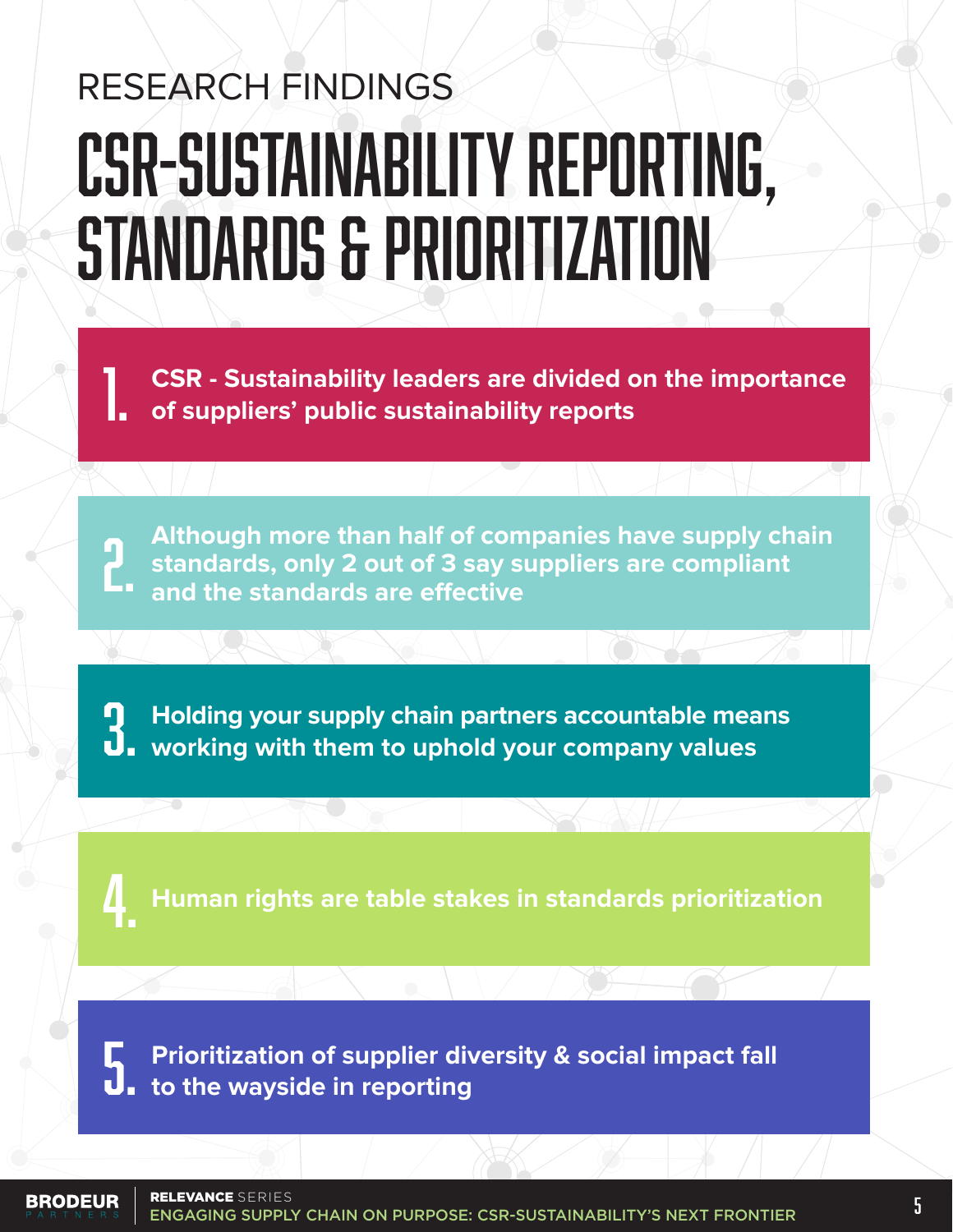RESEARCH FINDINGS

# CSR-SUSTAINABILITY REPORTING, STANDARDS & PRIORITIZATION

1. **CSR - Sustainability leaders are divided on the importance of suppliers' public sustainability reports**

2. **Although more than half of companies have supply chain standards, only 2 out of 3 say suppliers are compliant and the standards are effective**

3. **Holding your supply chain partners accountable means working with them to uphold your company values**

4. **Human rights are table stakes in standards prioritization**

5. **Prioritization of supplier diversity & social impact fall to the wayside in reporting**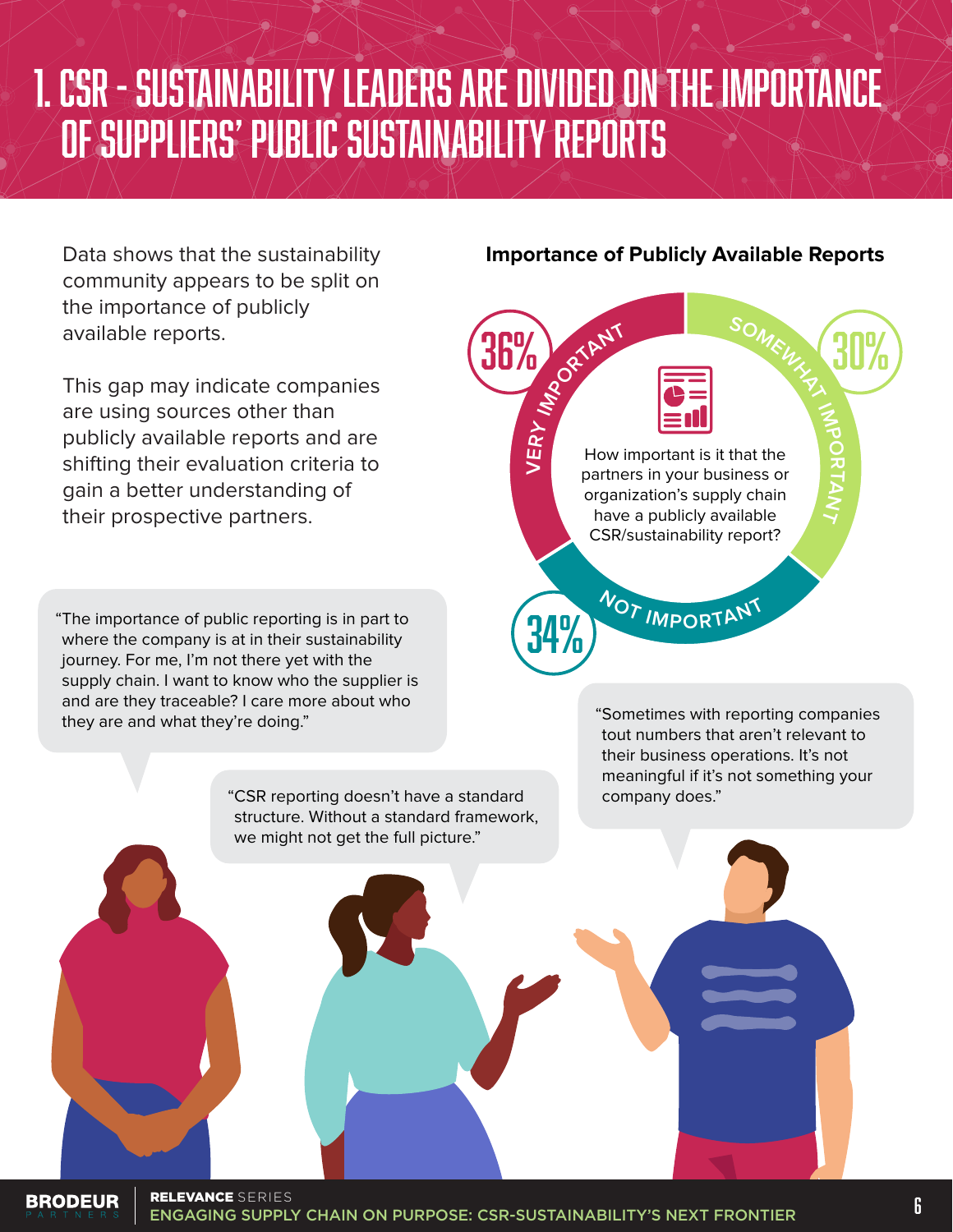# 1. CSR - SUSTAINABILITY LEADERS ARE DIVIDED ON THE IMPORTANCE OF SUPPLIERS' PUBLIC SUSTAINABILITY REPORTS

Data shows that the sustainability community appears to be split on the importance of publicly available reports.

This gap may indicate companies are using sources other than publicly available reports and are shifting their evaluation criteria to gain a better understanding of their prospective partners.

**Importance of Publicly Available Reports**

How important is it that the partners in your business or organization's supply chain have a publicly available CSR/sustainability report?

| Response | Percentage |
| --- | --- |
| Very important | 36% |
| Somewhat important | 30% |
| Not important | 34% |

"The importance of public reporting is in part to where the company is at in their sustainability journey. For me, I'm not there yet with the supply chain. I want to know who the supplier is and are they traceable? I care more about who they are and what they're doing."

"CSR reporting doesn't have a standard structure. Without a standard framework, we might not get the full picture."

"Sometimes with reporting companies tout numbers that aren't relevant to their business operations. It's not meaningful if it's not something your company does."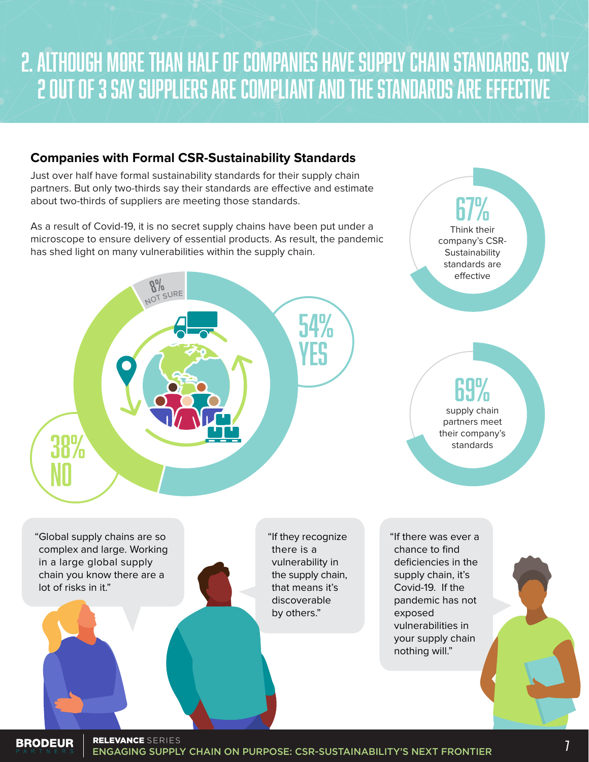# 2. ALTHOUGH MORE THAN HALF OF COMPANIES HAVE SUPPLY CHAIN STANDARDS, ONLY 2 OUT OF 3 SAY SUPPLIERS ARE COMPLIANT AND THE STANDARDS ARE EFFECTIVE

## Companies with Formal CSR-Sustainability Standards

Just over half have formal sustainability standards for their supply chain partners. But only two-thirds say their standards are effective and estimate about two-thirds of suppliers are meeting those standards.

As a result of Covid-19, it is no secret supply chains have been put under a microscope to ensure delivery of essential products. As result, the pandemic has shed light on many vulnerabilities within the supply chain.

54% YES

38% NO

8% NOT SURE

67% Think their company's CSR-Sustainability standards are effective

69% supply chain partners meet their company's standards

"Global supply chains are so complex and large. Working in a large global supply chain you know there are a lot of risks in it."

"If they recognize there is a vulnerability in the supply chain, that means it's discoverable by others."

"If there was ever a chance to find deficiencies in the supply chain, it's Covid-19. If the pandemic has not exposed vulnerabilities in your supply chain nothing will."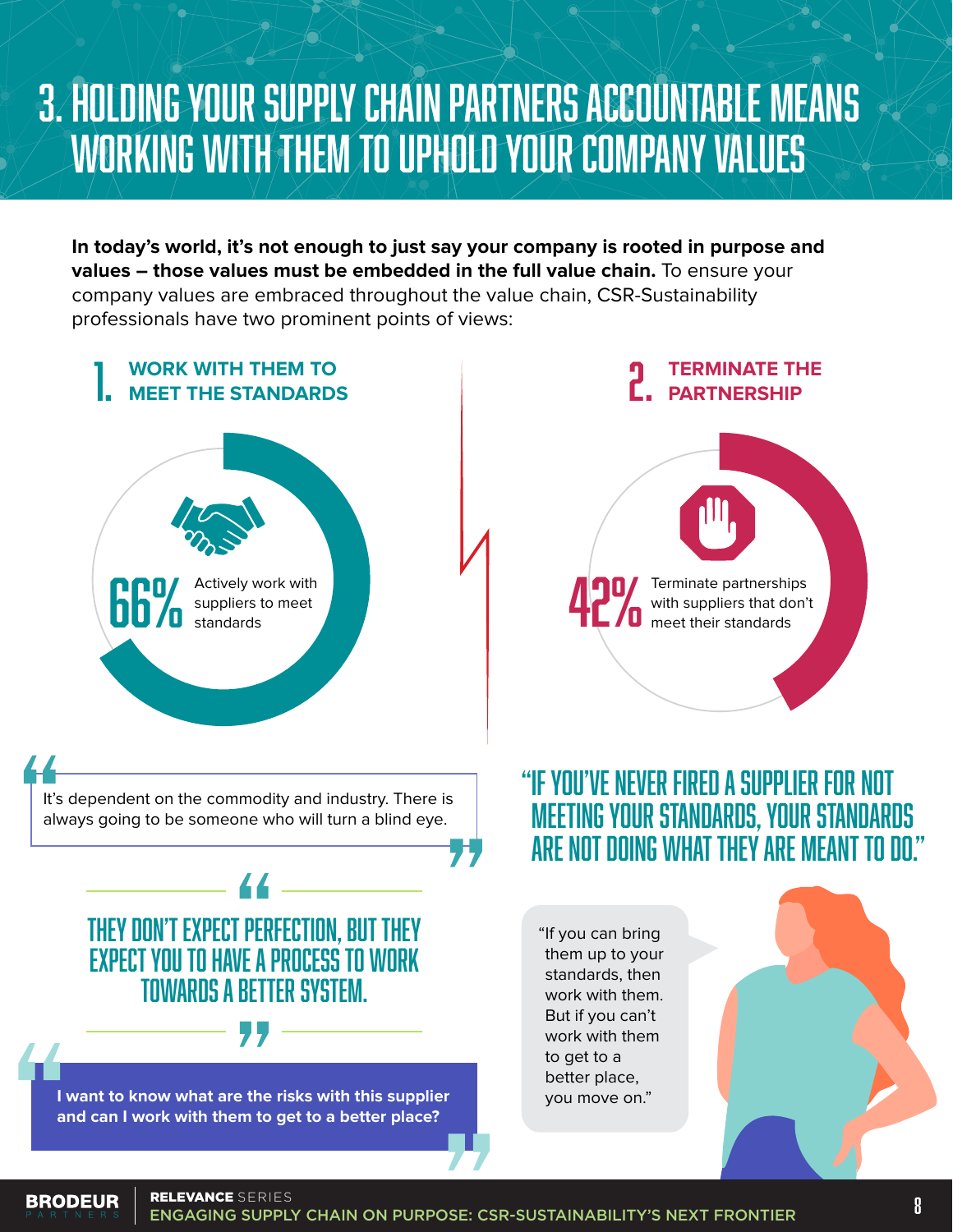# 3. HOLDING YOUR SUPPLY CHAIN PARTNERS ACCOUNTABLE MEANS WORKING WITH THEM TO UPHOLD YOUR COMPANY VALUES

**In today's world, it's not enough to just say your company is rooted in purpose and values – those values must be embedded in the full value chain.** To ensure your company values are embraced throughout the value chain, CSR-Sustainability professionals have two prominent points of views:

## 1. WORK WITH THEM TO MEET THE STANDARDS

**66%** Actively work with suppliers to meet standards

## 2. TERMINATE THE PARTNERSHIP

**42%** Terminate partnerships with suppliers that don't meet their standards

> "It's dependent on the commodity and industry. There is always going to be someone who will turn a blind eye."

> "THEY DON'T EXPECT PERFECTION, BUT THEY EXPECT YOU TO HAVE A PROCESS TO WORK TOWARDS A BETTER SYSTEM."

> "**I want to know what are the risks with this supplier and can I work with them to get to a better place?**"

> "IF YOU'VE NEVER FIRED A SUPPLIER FOR NOT MEETING YOUR STANDARDS, YOUR STANDARDS ARE NOT DOING WHAT THEY ARE MEANT TO DO."

> "If you can bring them up to your standards, then work with them. But if you can't work with them to get to a better place, you move on."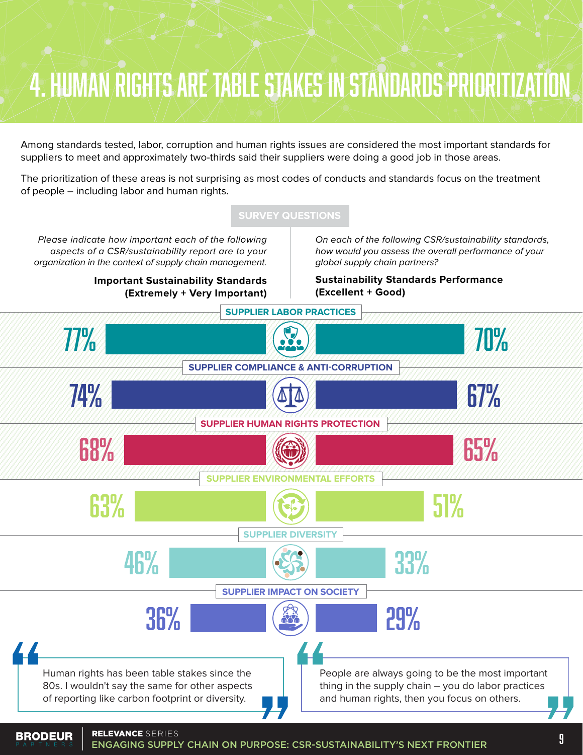# 4. HUMAN RIGHTS ARE TABLE STAKES IN STANDARDS PRIORITIZATION

Among standards tested, labor, corruption and human rights issues are considered the most important standards for suppliers to meet and approximately two-thirds said their suppliers were doing a good job in those areas.

The prioritization of these areas is not surprising as most codes of conducts and standards focus on the treatment of people – including labor and human rights.

**SURVEY QUESTIONS**

*Please indicate how important each of the following aspects of a CSR/sustainability report are to your organization in the context of supply chain management.*

*On each of the following CSR/sustainability standards, how would you assess the overall performance of your global supply chain partners?*

| Standard | Important Sustainability Standards (Extremely + Very Important) | Sustainability Standards Performance (Excellent + Good) |
|---|---|---|
| SUPPLIER LABOR PRACTICES | 77% | 70% |
| SUPPLIER COMPLIANCE & ANTI-CORRUPTION | 74% | 67% |
| SUPPLIER HUMAN RIGHTS PROTECTION | 68% | 65% |
| SUPPLIER ENVIRONMENTAL EFFORTS | 63% | 51% |
| SUPPLIER DIVERSITY | 46% | 33% |
| SUPPLIER IMPACT ON SOCIETY | 36% | 29% |

> Human rights has been table stakes since the 80s. I wouldn't say the same for other aspects of reporting like carbon footprint or diversity.

> People are always going to be the most important thing in the supply chain – you do labor practices and human rights, then you focus on others.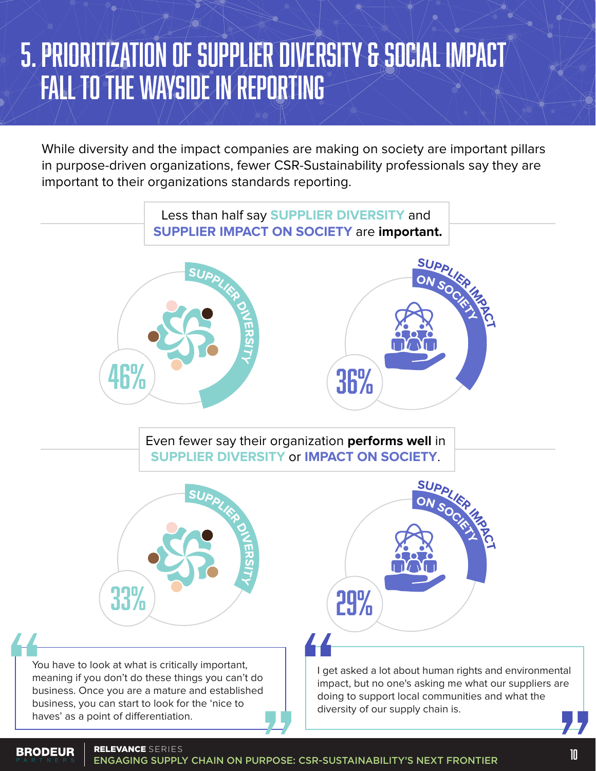# 5. PRIORITIZATION OF SUPPLIER DIVERSITY & SOCIAL IMPACT FALL TO THE WAYSIDE IN REPORTING

While diversity and the impact companies are making on society are important pillars in purpose-driven organizations, fewer CSR-Sustainability professionals say they are important to their organizations standards reporting.

Less than half say **SUPPLIER DIVERSITY** and **SUPPLIER IMPACT ON SOCIETY** are **important.**

- SUPPLIER DIVERSITY: 46%
- SUPPLIER IMPACT ON SOCIETY: 36%

Even fewer say their organization **performs well** in **SUPPLIER DIVERSITY** or **IMPACT ON SOCIETY**.

- SUPPLIER DIVERSITY: 33%
- SUPPLIER IMPACT ON SOCIETY: 29%

> "You have to look at what is critically important, meaning if you don't do these things you can't do business. Once you are a mature and established business, you can start to look for the 'nice to haves' as a point of differentiation."

> "I get asked a lot about human rights and environmental impact, but no one's asking me what our suppliers are doing to support local communities and what the diversity of our supply chain is."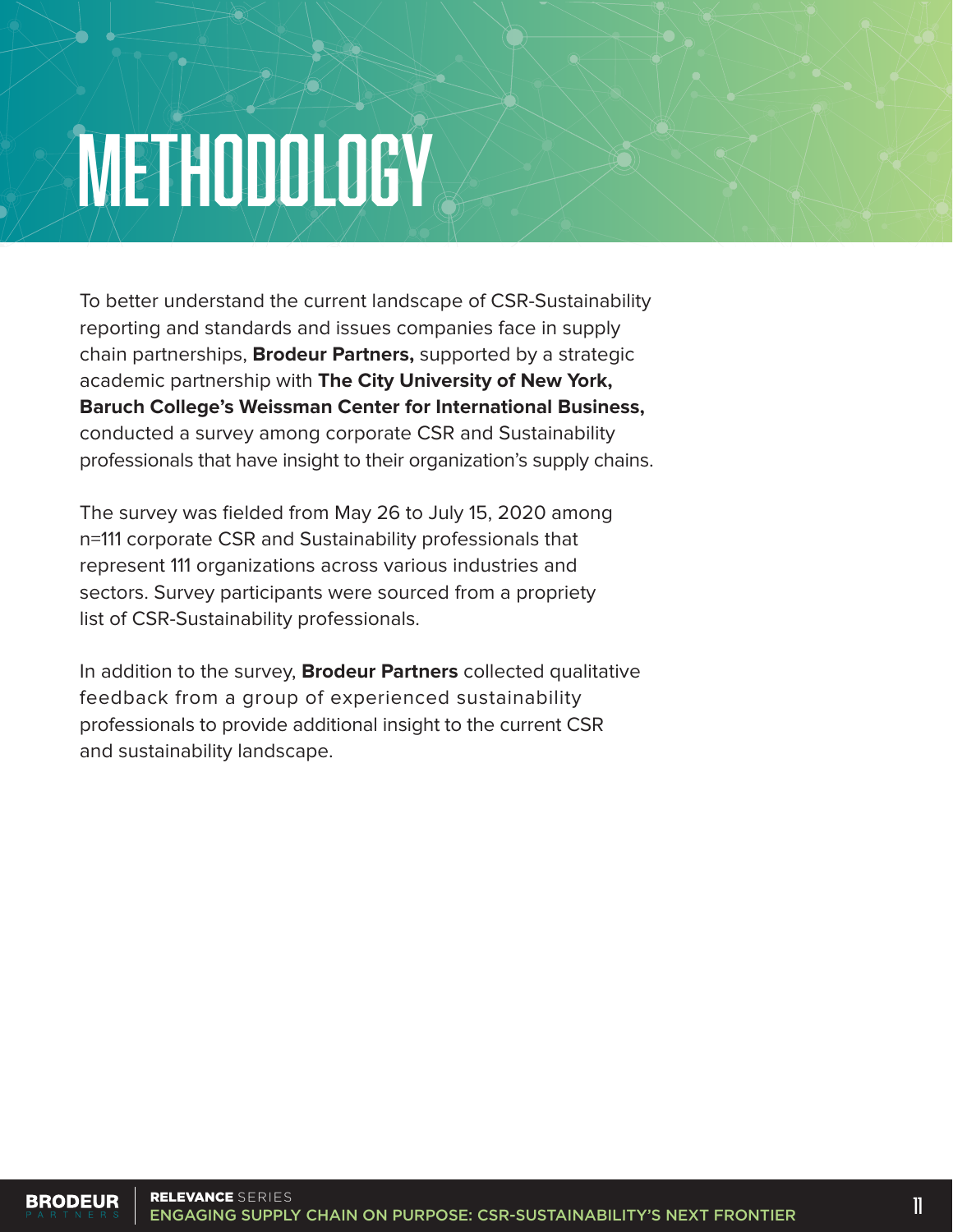# METHODOLOGY

To better understand the current landscape of CSR-Sustainability reporting and standards and issues companies face in supply chain partnerships, **Brodeur Partners,** supported by a strategic academic partnership with **The City University of New York, Baruch College's Weissman Center for International Business,** conducted a survey among corporate CSR and Sustainability professionals that have insight to their organization's supply chains.

The survey was fielded from May 26 to July 15, 2020 among n=111 corporate CSR and Sustainability professionals that represent 111 organizations across various industries and sectors. Survey participants were sourced from a propriety list of CSR-Sustainability professionals.

In addition to the survey, **Brodeur Partners** collected qualitative feedback from a group of experienced sustainability professionals to provide additional insight to the current CSR and sustainability landscape.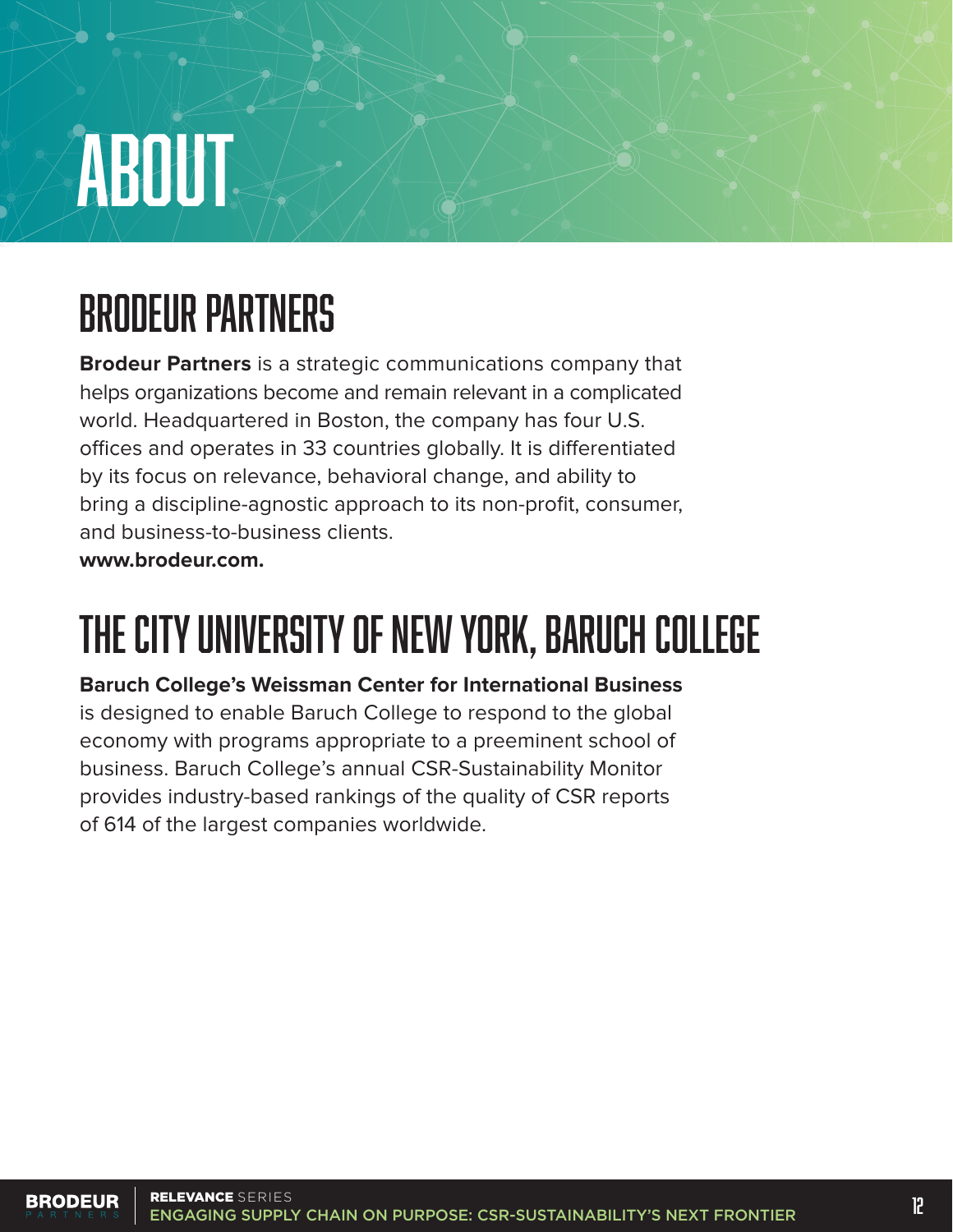# ABOUT

## BRODEUR PARTNERS

**Brodeur Partners** is a strategic communications company that helps organizations become and remain relevant in a complicated world. Headquartered in Boston, the company has four U.S. offices and operates in 33 countries globally. It is differentiated by its focus on relevance, behavioral change, and ability to bring a discipline-agnostic approach to its non-profit, consumer, and business-to-business clients.
**www.brodeur.com.**

## THE CITY UNIVERSITY OF NEW YORK, BARUCH COLLEGE

**Baruch College's Weissman Center for International Business** is designed to enable Baruch College to respond to the global economy with programs appropriate to a preeminent school of business. Baruch College's annual CSR-Sustainability Monitor provides industry-based rankings of the quality of CSR reports of 614 of the largest companies worldwide.